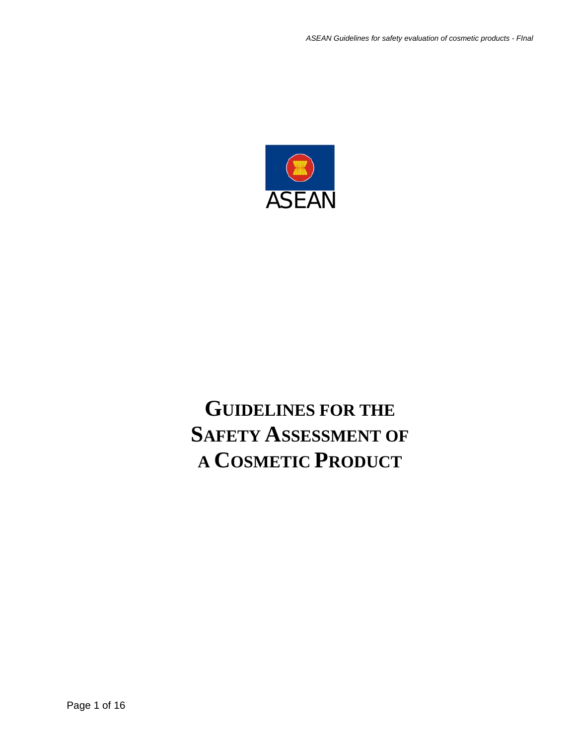ASEAN

# GUIDELINES FOR THE SAFETY ASSESSMENT OF A COSMETIC PRODUCT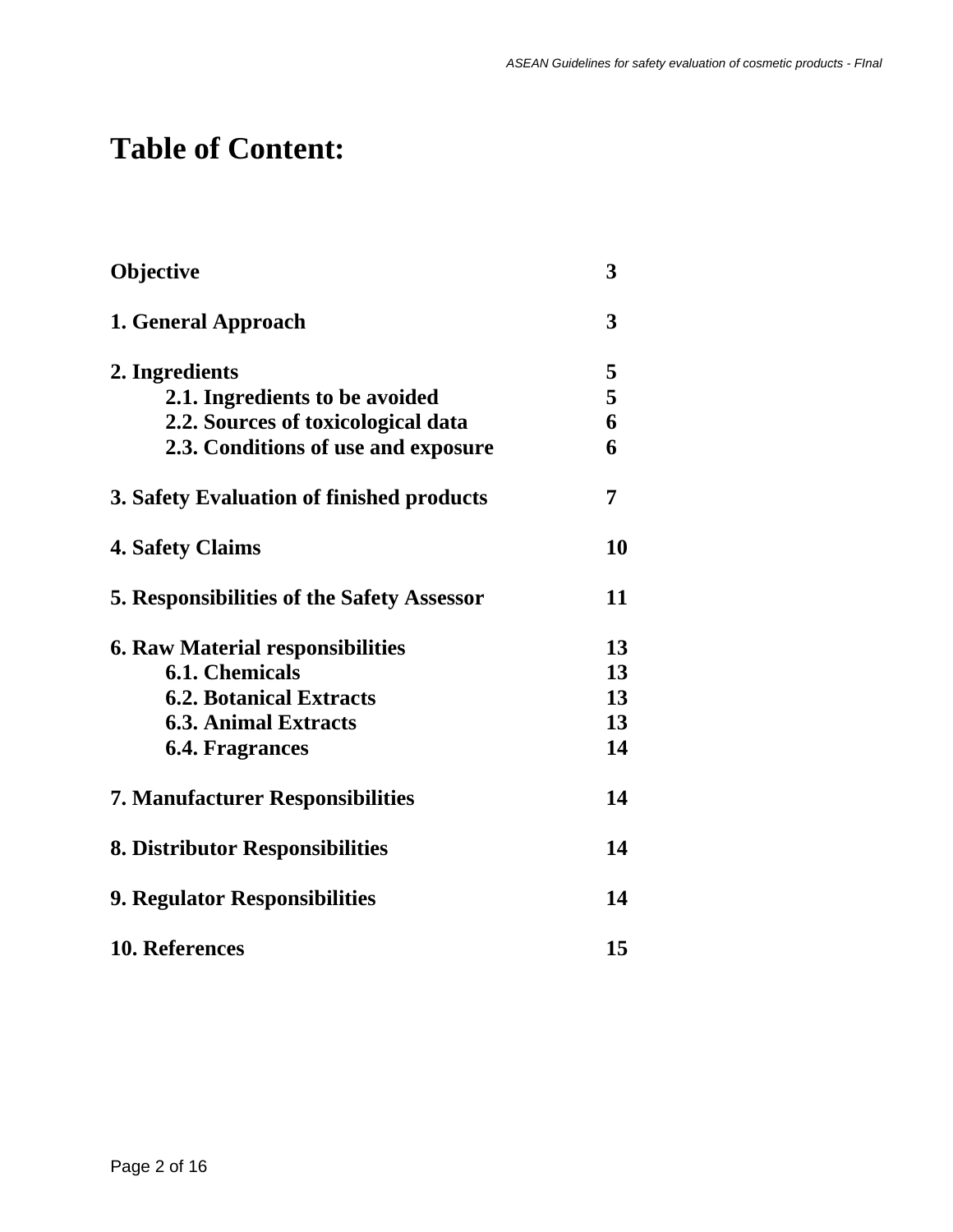# Table of Content:

| | |
|---|---|
| **Objective** | **3** |
| **1. General Approach** | **3** |
| **2. Ingredients** | **5** |
| **2.1. Ingredients to be avoided** | **5** |
| **2.2. Sources of toxicological data** | **6** |
| **2.3. Conditions of use and exposure** | **6** |
| **3. Safety Evaluation of finished products** | **7** |
| **4. Safety Claims** | **10** |
| **5. Responsibilities of the Safety Assessor** | **11** |
| **6. Raw Material responsibilities** | **13** |
| **6.1. Chemicals** | **13** |
| **6.2. Botanical Extracts** | **13** |
| **6.3. Animal Extracts** | **13** |
| **6.4. Fragrances** | **14** |
| **7. Manufacturer Responsibilities** | **14** |
| **8. Distributor Responsibilities** | **14** |
| **9. Regulator Responsibilities** | **14** |
| **10. References** | **15** |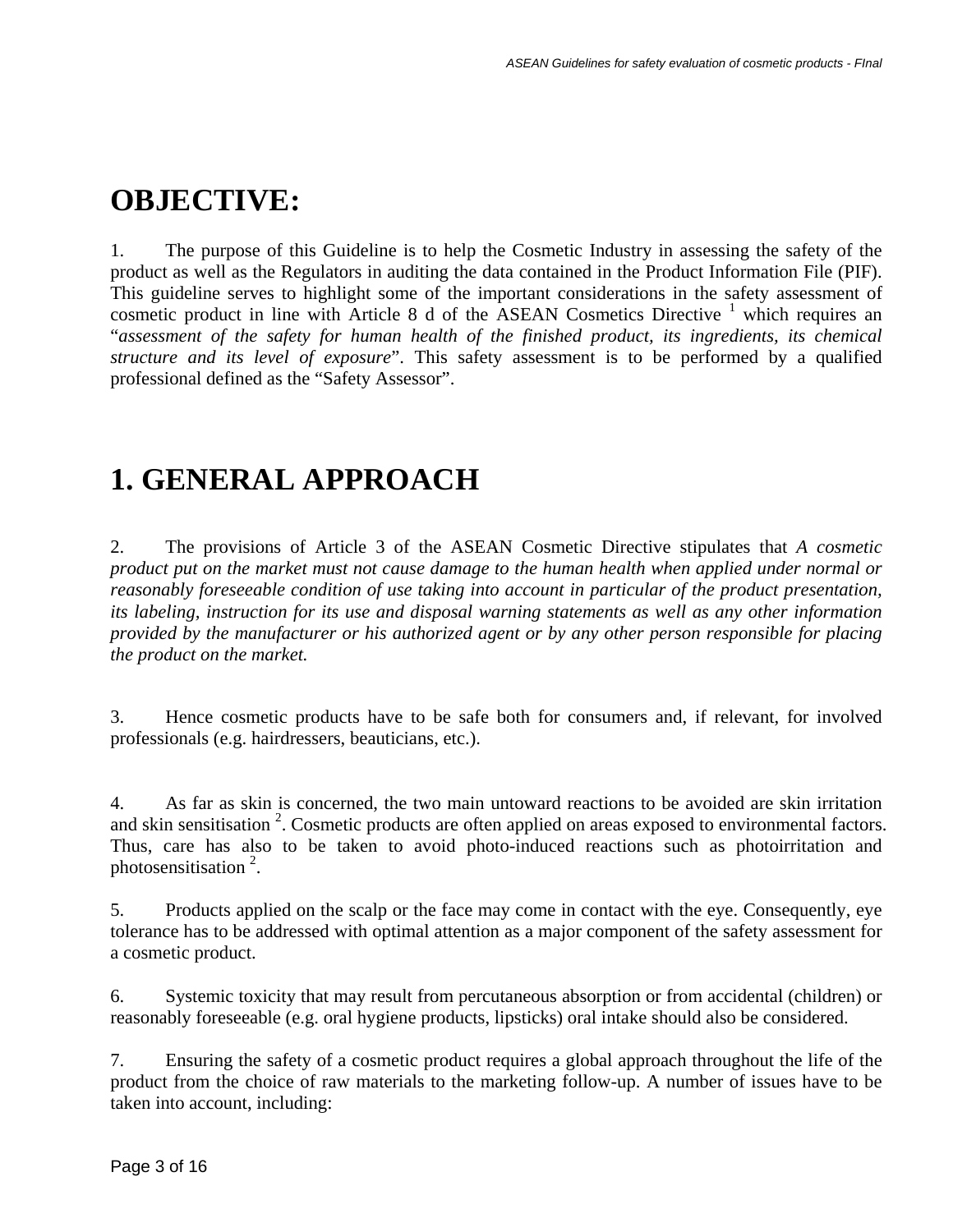# OBJECTIVE:

1. The purpose of this Guideline is to help the Cosmetic Industry in assessing the safety of the product as well as the Regulators in auditing the data contained in the Product Information File (PIF). This guideline serves to highlight some of the important considerations in the safety assessment of cosmetic product in line with Article 8 d of the ASEAN Cosmetics Directive [1] which requires an "*assessment of the safety for human health of the finished product, its ingredients, its chemical structure and its level of exposure*". This safety assessment is to be performed by a qualified professional defined as the "Safety Assessor".

# 1. GENERAL APPROACH

2. The provisions of Article 3 of the ASEAN Cosmetic Directive stipulates that *A cosmetic product put on the market must not cause damage to the human health when applied under normal or reasonably foreseeable condition of use taking into account in particular of the product presentation, its labeling, instruction for its use and disposal warning statements as well as any other information provided by the manufacturer or his authorized agent or by any other person responsible for placing the product on the market.*

3. Hence cosmetic products have to be safe both for consumers and, if relevant, for involved professionals (e.g. hairdressers, beauticians, etc.).

4. As far as skin is concerned, the two main untoward reactions to be avoided are skin irritation and skin sensitisation [2]. Cosmetic products are often applied on areas exposed to environmental factors. Thus, care has also to be taken to avoid photo-induced reactions such as photoirritation and photosensitisation [2].

5. Products applied on the scalp or the face may come in contact with the eye. Consequently, eye tolerance has to be addressed with optimal attention as a major component of the safety assessment for a cosmetic product.

6. Systemic toxicity that may result from percutaneous absorption or from accidental (children) or reasonably foreseeable (e.g. oral hygiene products, lipsticks) oral intake should also be considered.

7. Ensuring the safety of a cosmetic product requires a global approach throughout the life of the product from the choice of raw materials to the marketing follow-up. A number of issues have to be taken into account, including: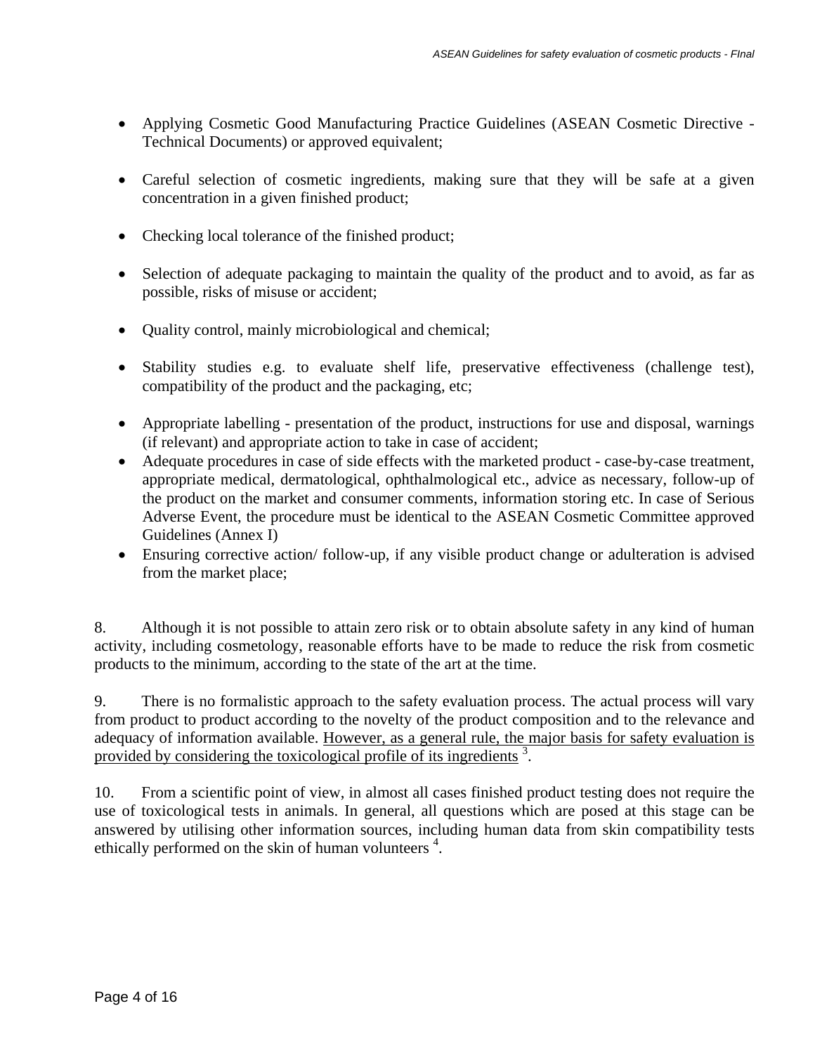- Applying Cosmetic Good Manufacturing Practice Guidelines (ASEAN Cosmetic Directive - Technical Documents) or approved equivalent;

- Careful selection of cosmetic ingredients, making sure that they will be safe at a given concentration in a given finished product;

- Checking local tolerance of the finished product;

- Selection of adequate packaging to maintain the quality of the product and to avoid, as far as possible, risks of misuse or accident;

- Quality control, mainly microbiological and chemical;

- Stability studies e.g. to evaluate shelf life, preservative effectiveness (challenge test), compatibility of the product and the packaging, etc;

- Appropriate labelling - presentation of the product, instructions for use and disposal, warnings (if relevant) and appropriate action to take in case of accident;
- Adequate procedures in case of side effects with the marketed product - case-by-case treatment, appropriate medical, dermatological, ophthalmological etc., advice as necessary, follow-up of the product on the market and consumer comments, information storing etc. In case of Serious Adverse Event, the procedure must be identical to the ASEAN Cosmetic Committee approved Guidelines (Annex I)
- Ensuring corrective action/ follow-up, if any visible product change or adulteration is advised from the market place;

8. Although it is not possible to attain zero risk or to obtain absolute safety in any kind of human activity, including cosmetology, reasonable efforts have to be made to reduce the risk from cosmetic products to the minimum, according to the state of the art at the time.

9. There is no formalistic approach to the safety evaluation process. The actual process will vary from product to product according to the novelty of the product composition and to the relevance and adequacy of information available. <u>However, as a general rule, the major basis for safety evaluation is provided by considering the toxicological profile of its ingredients</u> [3].

10. From a scientific point of view, in almost all cases finished product testing does not require the use of toxicological tests in animals. In general, all questions which are posed at this stage can be answered by utilising other information sources, including human data from skin compatibility tests ethically performed on the skin of human volunteers [4].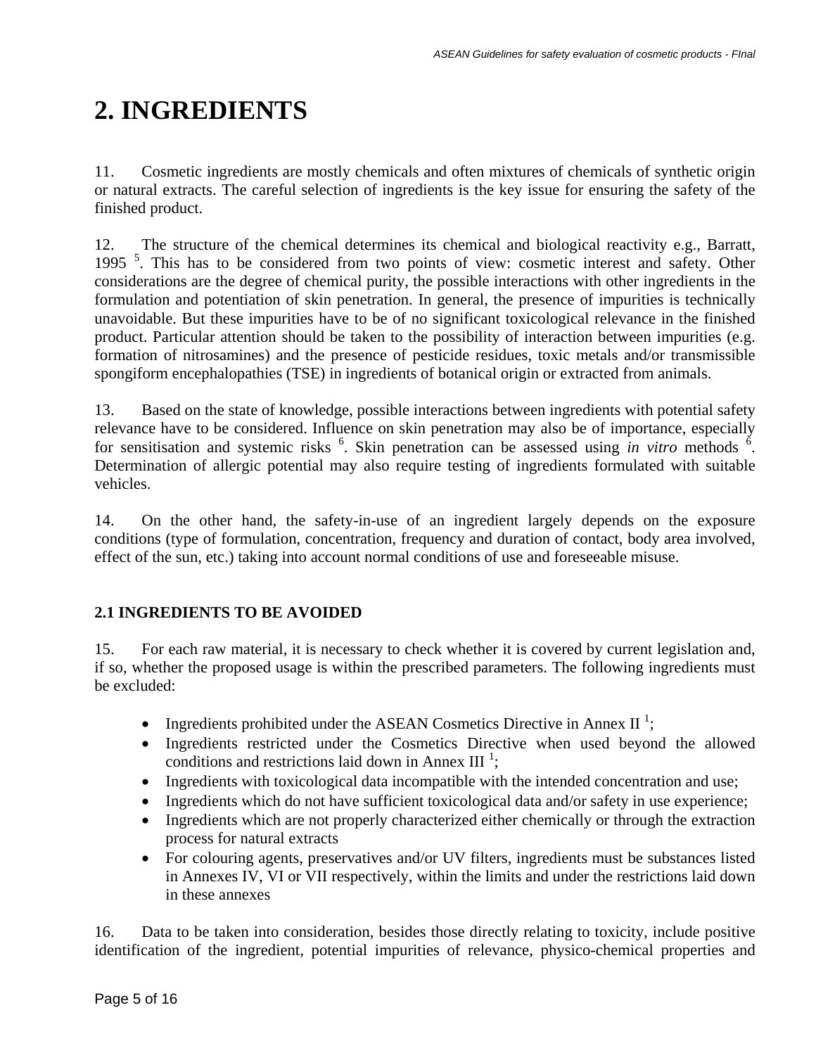# 2. INGREDIENTS

11. Cosmetic ingredients are mostly chemicals and often mixtures of chemicals of synthetic origin or natural extracts. The careful selection of ingredients is the key issue for ensuring the safety of the finished product.

12. The structure of the chemical determines its chemical and biological reactivity e.g., Barratt, 1995 [5]. This has to be considered from two points of view: cosmetic interest and safety. Other considerations are the degree of chemical purity, the possible interactions with other ingredients in the formulation and potentiation of skin penetration. In general, the presence of impurities is technically unavoidable. But these impurities have to be of no significant toxicological relevance in the finished product. Particular attention should be taken to the possibility of interaction between impurities (e.g. formation of nitrosamines) and the presence of pesticide residues, toxic metals and/or transmissible spongiform encephalopathies (TSE) in ingredients of botanical origin or extracted from animals.

13. Based on the state of knowledge, possible interactions between ingredients with potential safety relevance have to be considered. Influence on skin penetration may also be of importance, especially for sensitisation and systemic risks [6]. Skin penetration can be assessed using *in vitro* methods [6]. Determination of allergic potential may also require testing of ingredients formulated with suitable vehicles.

14. On the other hand, the safety-in-use of an ingredient largely depends on the exposure conditions (type of formulation, concentration, frequency and duration of contact, body area involved, effect of the sun, etc.) taking into account normal conditions of use and foreseeable misuse.

### 2.1 INGREDIENTS TO BE AVOIDED

15. For each raw material, it is necessary to check whether it is covered by current legislation and, if so, whether the proposed usage is within the prescribed parameters. The following ingredients must be excluded:

- Ingredients prohibited under the ASEAN Cosmetics Directive in Annex II [1];
- Ingredients restricted under the Cosmetics Directive when used beyond the allowed conditions and restrictions laid down in Annex III [1];
- Ingredients with toxicological data incompatible with the intended concentration and use;
- Ingredients which do not have sufficient toxicological data and/or safety in use experience;
- Ingredients which are not properly characterized either chemically or through the extraction process for natural extracts
- For colouring agents, preservatives and/or UV filters, ingredients must be substances listed in Annexes IV, VI or VII respectively, within the limits and under the restrictions laid down in these annexes

16. Data to be taken into consideration, besides those directly relating to toxicity, include positive identification of the ingredient, potential impurities of relevance, physico-chemical properties and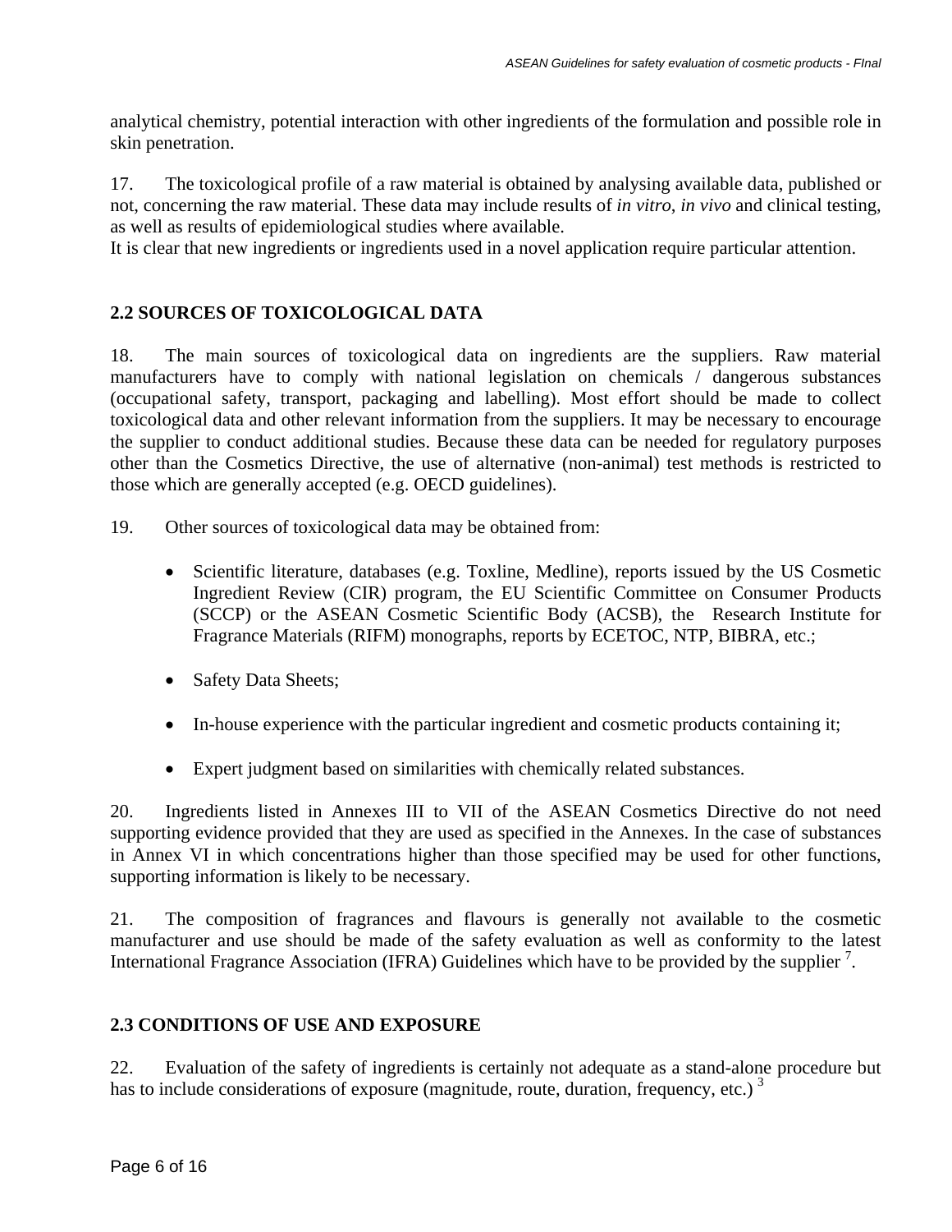analytical chemistry, potential interaction with other ingredients of the formulation and possible role in skin penetration.

17. The toxicological profile of a raw material is obtained by analysing available data, published or not, concerning the raw material. These data may include results of *in vitro*, *in vivo* and clinical testing, as well as results of epidemiological studies where available.
It is clear that new ingredients or ingredients used in a novel application require particular attention.

## 2.2 SOURCES OF TOXICOLOGICAL DATA

18. The main sources of toxicological data on ingredients are the suppliers. Raw material manufacturers have to comply with national legislation on chemicals / dangerous substances (occupational safety, transport, packaging and labelling). Most effort should be made to collect toxicological data and other relevant information from the suppliers. It may be necessary to encourage the supplier to conduct additional studies. Because these data can be needed for regulatory purposes other than the Cosmetics Directive, the use of alternative (non-animal) test methods is restricted to those which are generally accepted (e.g. OECD guidelines).

19. Other sources of toxicological data may be obtained from:

- Scientific literature, databases (e.g. Toxline, Medline), reports issued by the US Cosmetic Ingredient Review (CIR) program, the EU Scientific Committee on Consumer Products (SCCP) or the ASEAN Cosmetic Scientific Body (ACSB), the Research Institute for Fragrance Materials (RIFM) monographs, reports by ECETOC, NTP, BIBRA, etc.;
- Safety Data Sheets;
- In-house experience with the particular ingredient and cosmetic products containing it;
- Expert judgment based on similarities with chemically related substances.

20. Ingredients listed in Annexes III to VII of the ASEAN Cosmetics Directive do not need supporting evidence provided that they are used as specified in the Annexes. In the case of substances in Annex VI in which concentrations higher than those specified may be used for other functions, supporting information is likely to be necessary.

21. The composition of fragrances and flavours is generally not available to the cosmetic manufacturer and use should be made of the safety evaluation as well as conformity to the latest International Fragrance Association (IFRA) Guidelines which have to be provided by the supplier [7].

## 2.3 CONDITIONS OF USE AND EXPOSURE

22. Evaluation of the safety of ingredients is certainly not adequate as a stand-alone procedure but has to include considerations of exposure (magnitude, route, duration, frequency, etc.) [3]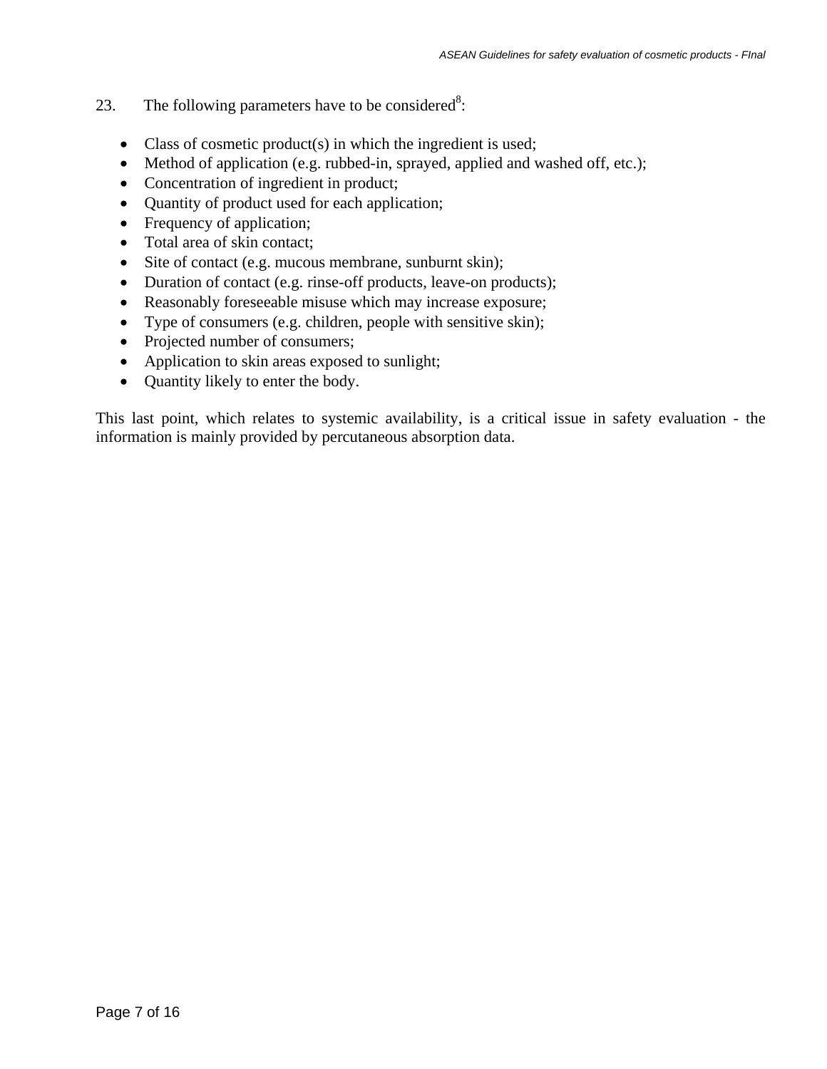23. The following parameters have to be considered[8]:

- Class of cosmetic product(s) in which the ingredient is used;
- Method of application (e.g. rubbed-in, sprayed, applied and washed off, etc.);
- Concentration of ingredient in product;
- Quantity of product used for each application;
- Frequency of application;
- Total area of skin contact;
- Site of contact (e.g. mucous membrane, sunburnt skin);
- Duration of contact (e.g. rinse-off products, leave-on products);
- Reasonably foreseeable misuse which may increase exposure;
- Type of consumers (e.g. children, people with sensitive skin);
- Projected number of consumers;
- Application to skin areas exposed to sunlight;
- Quantity likely to enter the body.

This last point, which relates to systemic availability, is a critical issue in safety evaluation - the information is mainly provided by percutaneous absorption data.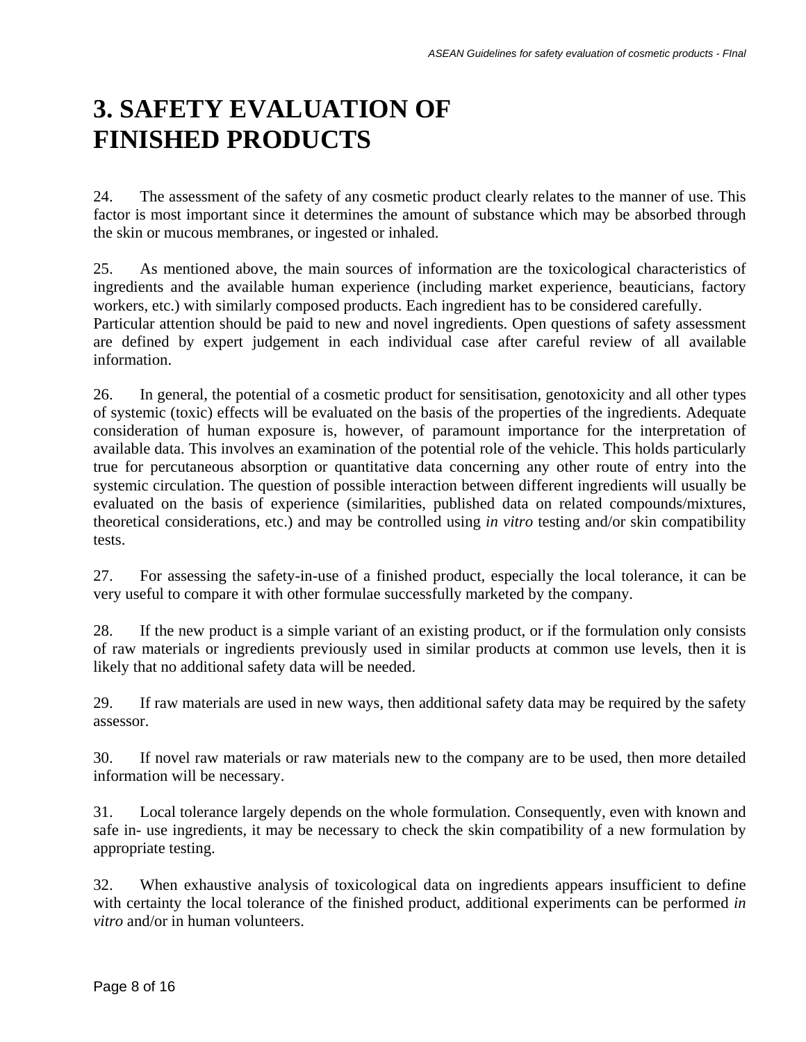# 3. SAFETY EVALUATION OF FINISHED PRODUCTS

24. The assessment of the safety of any cosmetic product clearly relates to the manner of use. This factor is most important since it determines the amount of substance which may be absorbed through the skin or mucous membranes, or ingested or inhaled.

25. As mentioned above, the main sources of information are the toxicological characteristics of ingredients and the available human experience (including market experience, beauticians, factory workers, etc.) with similarly composed products. Each ingredient has to be considered carefully. Particular attention should be paid to new and novel ingredients. Open questions of safety assessment are defined by expert judgement in each individual case after careful review of all available information.

26. In general, the potential of a cosmetic product for sensitisation, genotoxicity and all other types of systemic (toxic) effects will be evaluated on the basis of the properties of the ingredients. Adequate consideration of human exposure is, however, of paramount importance for the interpretation of available data. This involves an examination of the potential role of the vehicle. This holds particularly true for percutaneous absorption or quantitative data concerning any other route of entry into the systemic circulation. The question of possible interaction between different ingredients will usually be evaluated on the basis of experience (similarities, published data on related compounds/mixtures, theoretical considerations, etc.) and may be controlled using *in vitro* testing and/or skin compatibility tests.

27. For assessing the safety-in-use of a finished product, especially the local tolerance, it can be very useful to compare it with other formulae successfully marketed by the company.

28. If the new product is a simple variant of an existing product, or if the formulation only consists of raw materials or ingredients previously used in similar products at common use levels, then it is likely that no additional safety data will be needed.

29. If raw materials are used in new ways, then additional safety data may be required by the safety assessor.

30. If novel raw materials or raw materials new to the company are to be used, then more detailed information will be necessary.

31. Local tolerance largely depends on the whole formulation. Consequently, even with known and safe in- use ingredients, it may be necessary to check the skin compatibility of a new formulation by appropriate testing.

32. When exhaustive analysis of toxicological data on ingredients appears insufficient to define with certainty the local tolerance of the finished product, additional experiments can be performed *in vitro* and/or in human volunteers.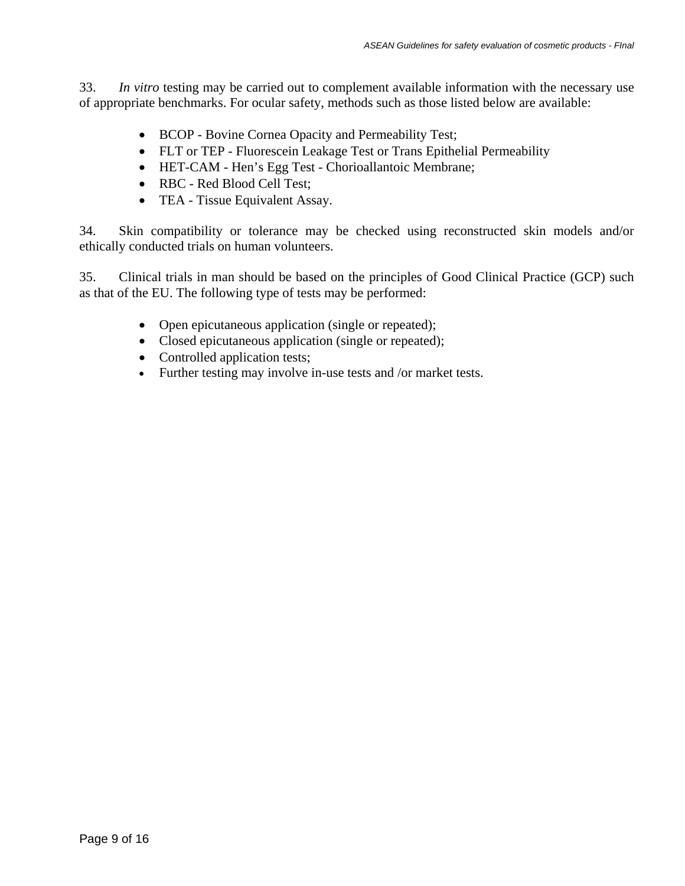33. *In vitro* testing may be carried out to complement available information with the necessary use of appropriate benchmarks. For ocular safety, methods such as those listed below are available:

- BCOP - Bovine Cornea Opacity and Permeability Test;
- FLT or TEP - Fluorescein Leakage Test or Trans Epithelial Permeability
- HET-CAM - Hen's Egg Test - Chorioallantoic Membrane;
- RBC - Red Blood Cell Test;
- TEA - Tissue Equivalent Assay.

34. Skin compatibility or tolerance may be checked using reconstructed skin models and/or ethically conducted trials on human volunteers.

35. Clinical trials in man should be based on the principles of Good Clinical Practice (GCP) such as that of the EU. The following type of tests may be performed:

- Open epicutaneous application (single or repeated);
- Closed epicutaneous application (single or repeated);
- Controlled application tests;
- Further testing may involve in-use tests and /or market tests.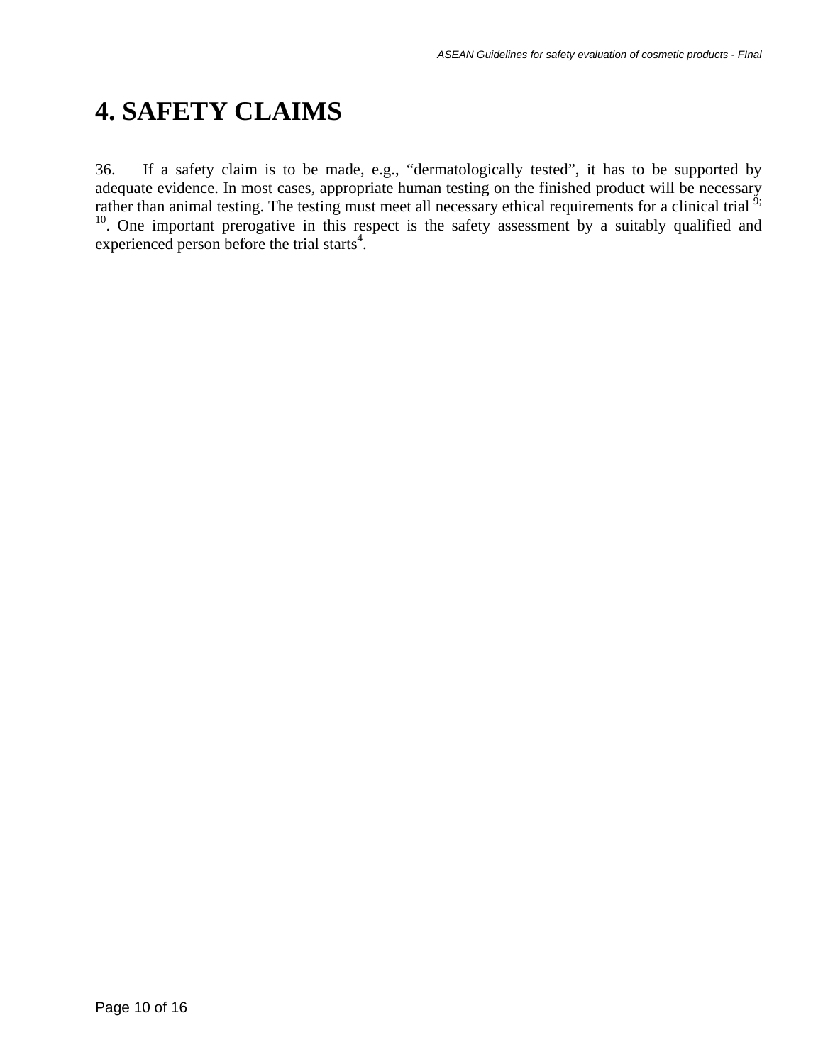# 4. SAFETY CLAIMS

36. If a safety claim is to be made, e.g., "dermatologically tested", it has to be supported by adequate evidence. In most cases, appropriate human testing on the finished product will be necessary rather than animal testing. The testing must meet all necessary ethical requirements for a clinical trial [9; 10]. One important prerogative in this respect is the safety assessment by a suitably qualified and experienced person before the trial starts[4].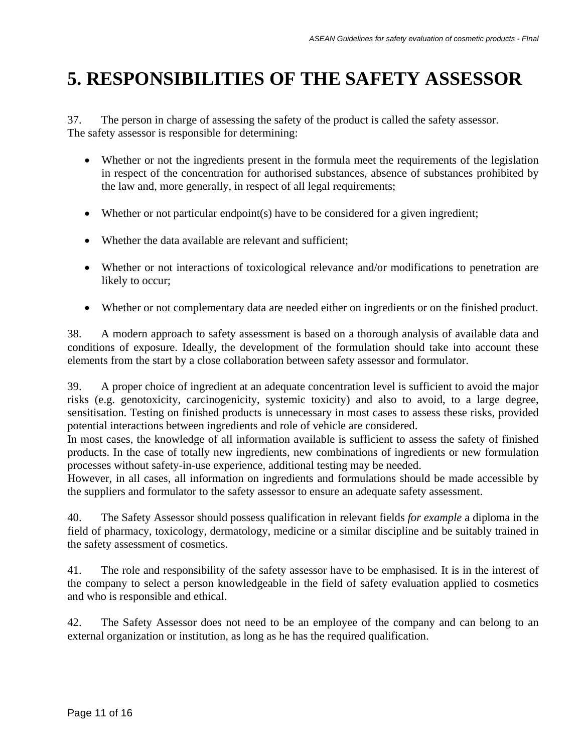# 5. RESPONSIBILITIES OF THE SAFETY ASSESSOR

37. The person in charge of assessing the safety of the product is called the safety assessor. The safety assessor is responsible for determining:

- Whether or not the ingredients present in the formula meet the requirements of the legislation in respect of the concentration for authorised substances, absence of substances prohibited by the law and, more generally, in respect of all legal requirements;
- Whether or not particular endpoint(s) have to be considered for a given ingredient;
- Whether the data available are relevant and sufficient;
- Whether or not interactions of toxicological relevance and/or modifications to penetration are likely to occur;
- Whether or not complementary data are needed either on ingredients or on the finished product.

38. A modern approach to safety assessment is based on a thorough analysis of available data and conditions of exposure. Ideally, the development of the formulation should take into account these elements from the start by a close collaboration between safety assessor and formulator.

39. A proper choice of ingredient at an adequate concentration level is sufficient to avoid the major risks (e.g. genotoxicity, carcinogenicity, systemic toxicity) and also to avoid, to a large degree, sensitisation. Testing on finished products is unnecessary in most cases to assess these risks, provided potential interactions between ingredients and role of vehicle are considered.
In most cases, the knowledge of all information available is sufficient to assess the safety of finished products. In the case of totally new ingredients, new combinations of ingredients or new formulation processes without safety-in-use experience, additional testing may be needed.
However, in all cases, all information on ingredients and formulations should be made accessible by the suppliers and formulator to the safety assessor to ensure an adequate safety assessment.

40. The Safety Assessor should possess qualification in relevant fields *for example* a diploma in the field of pharmacy, toxicology, dermatology, medicine or a similar discipline and be suitably trained in the safety assessment of cosmetics.

41. The role and responsibility of the safety assessor have to be emphasised. It is in the interest of the company to select a person knowledgeable in the field of safety evaluation applied to cosmetics and who is responsible and ethical.

42. The Safety Assessor does not need to be an employee of the company and can belong to an external organization or institution, as long as he has the required qualification.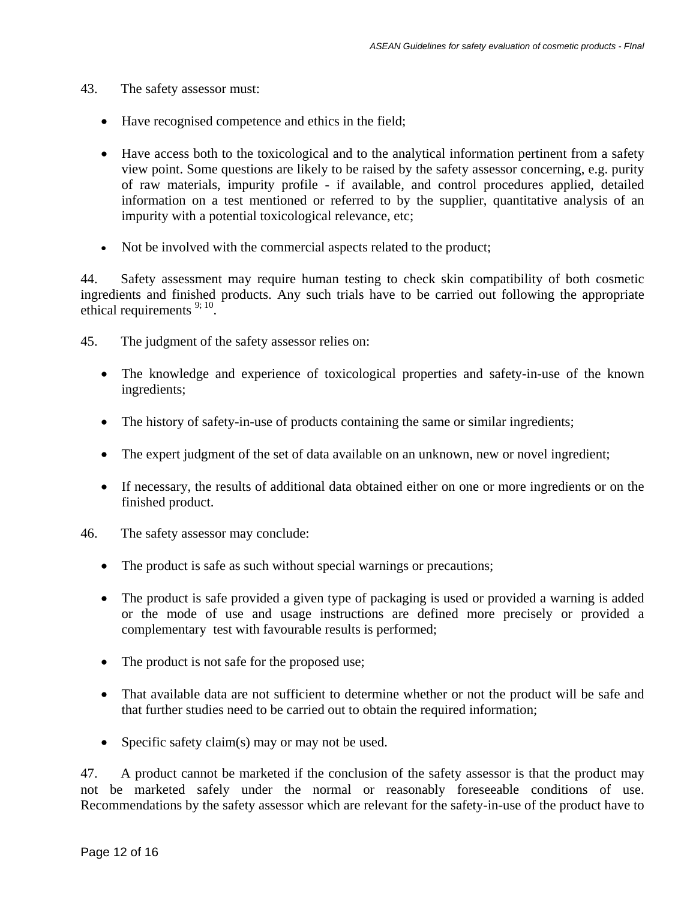43. The safety assessor must:

- Have recognised competence and ethics in the field;
- Have access both to the toxicological and to the analytical information pertinent from a safety view point. Some questions are likely to be raised by the safety assessor concerning, e.g. purity of raw materials, impurity profile - if available, and control procedures applied, detailed information on a test mentioned or referred to by the supplier, quantitative analysis of an impurity with a potential toxicological relevance, etc;
- Not be involved with the commercial aspects related to the product;

44. Safety assessment may require human testing to check skin compatibility of both cosmetic ingredients and finished products. Any such trials have to be carried out following the appropriate ethical requirements [9; 10].

45. The judgment of the safety assessor relies on:

- The knowledge and experience of toxicological properties and safety-in-use of the known ingredients;
- The history of safety-in-use of products containing the same or similar ingredients;
- The expert judgment of the set of data available on an unknown, new or novel ingredient;
- If necessary, the results of additional data obtained either on one or more ingredients or on the finished product.

46. The safety assessor may conclude:

- The product is safe as such without special warnings or precautions;
- The product is safe provided a given type of packaging is used or provided a warning is added or the mode of use and usage instructions are defined more precisely or provided a complementary test with favourable results is performed;
- The product is not safe for the proposed use;
- That available data are not sufficient to determine whether or not the product will be safe and that further studies need to be carried out to obtain the required information;
- Specific safety claim(s) may or may not be used.

47. A product cannot be marketed if the conclusion of the safety assessor is that the product may not be marketed safely under the normal or reasonably foreseeable conditions of use. Recommendations by the safety assessor which are relevant for the safety-in-use of the product have to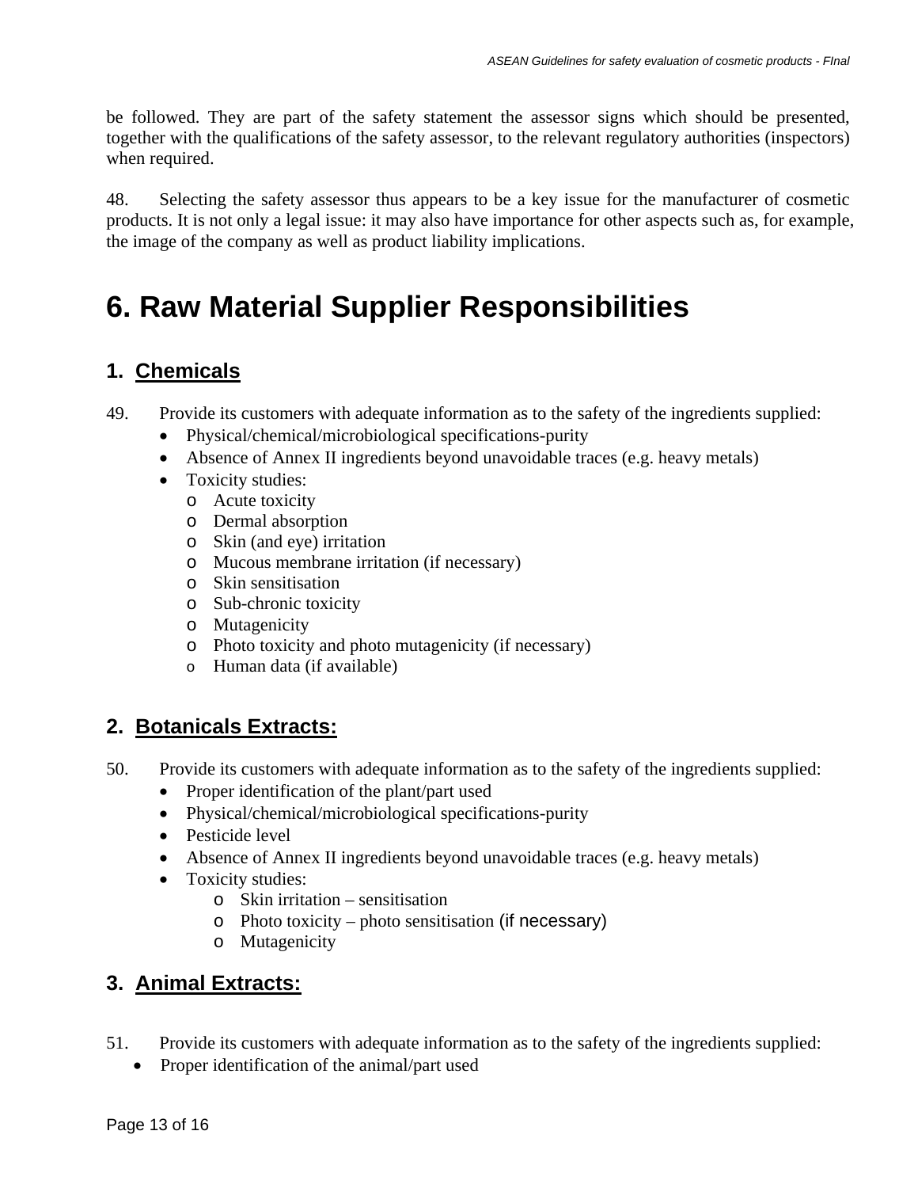be followed. They are part of the safety statement the assessor signs which should be presented, together with the qualifications of the safety assessor, to the relevant regulatory authorities (inspectors) when required.

48. Selecting the safety assessor thus appears to be a key issue for the manufacturer of cosmetic products. It is not only a legal issue: it may also have importance for other aspects such as, for example, the image of the company as well as product liability implications.

# 6. Raw Material Supplier Responsibilities

## 1. Chemicals

49. Provide its customers with adequate information as to the safety of the ingredients supplied:

- Physical/chemical/microbiological specifications-purity
- Absence of Annex II ingredients beyond unavoidable traces (e.g. heavy metals)
- Toxicity studies:
  - Acute toxicity
  - Dermal absorption
  - Skin (and eye) irritation
  - Mucous membrane irritation (if necessary)
  - Skin sensitisation
  - Sub-chronic toxicity
  - Mutagenicity
  - Photo toxicity and photo mutagenicity (if necessary)
  - Human data (if available)

## 2. Botanicals Extracts:

50. Provide its customers with adequate information as to the safety of the ingredients supplied:

- Proper identification of the plant/part used
- Physical/chemical/microbiological specifications-purity
- Pesticide level
- Absence of Annex II ingredients beyond unavoidable traces (e.g. heavy metals)
- Toxicity studies:
  - Skin irritation – sensitisation
  - Photo toxicity – photo sensitisation (if necessary)
  - Mutagenicity

## 3. Animal Extracts:

51. Provide its customers with adequate information as to the safety of the ingredients supplied:

- Proper identification of the animal/part used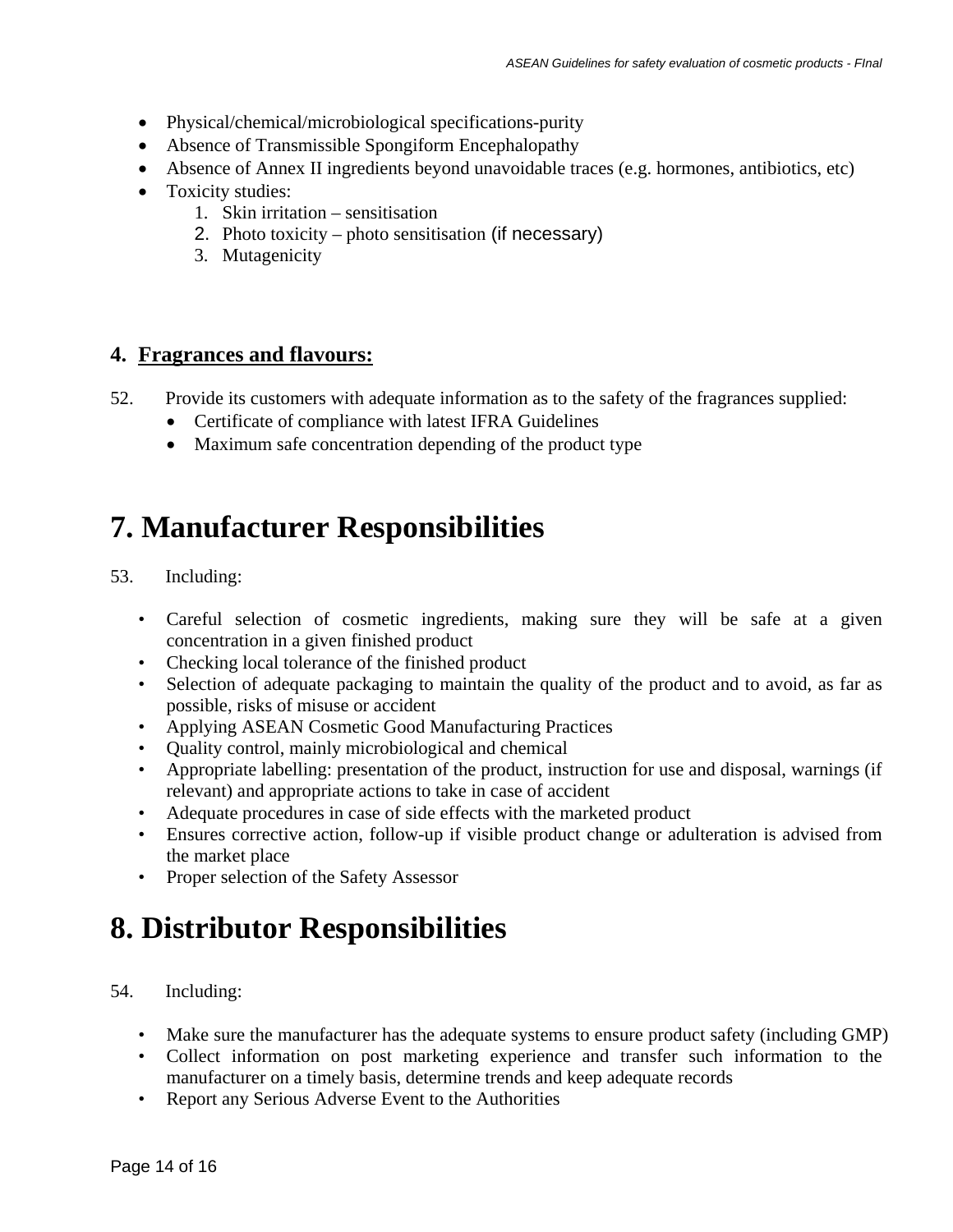- Physical/chemical/microbiological specifications-purity
- Absence of Transmissible Spongiform Encephalopathy
- Absence of Annex II ingredients beyond unavoidable traces (e.g. hormones, antibiotics, etc)
- Toxicity studies:
    1. Skin irritation – sensitisation
    2. Photo toxicity – photo sensitisation (if necessary)
    3. Mutagenicity

### 4. <u>Fragrances and flavours:</u>

52. Provide its customers with adequate information as to the safety of the fragrances supplied:
    - Certificate of compliance with latest IFRA Guidelines
    - Maximum safe concentration depending of the product type

# 7. Manufacturer Responsibilities

53. Including:

- Careful selection of cosmetic ingredients, making sure they will be safe at a given concentration in a given finished product
- Checking local tolerance of the finished product
- Selection of adequate packaging to maintain the quality of the product and to avoid, as far as possible, risks of misuse or accident
- Applying ASEAN Cosmetic Good Manufacturing Practices
- Quality control, mainly microbiological and chemical
- Appropriate labelling: presentation of the product, instruction for use and disposal, warnings (if relevant) and appropriate actions to take in case of accident
- Adequate procedures in case of side effects with the marketed product
- Ensures corrective action, follow-up if visible product change or adulteration is advised from the market place
- Proper selection of the Safety Assessor

# 8. Distributor Responsibilities

54. Including:

- Make sure the manufacturer has the adequate systems to ensure product safety (including GMP)
- Collect information on post marketing experience and transfer such information to the manufacturer on a timely basis, determine trends and keep adequate records
- Report any Serious Adverse Event to the Authorities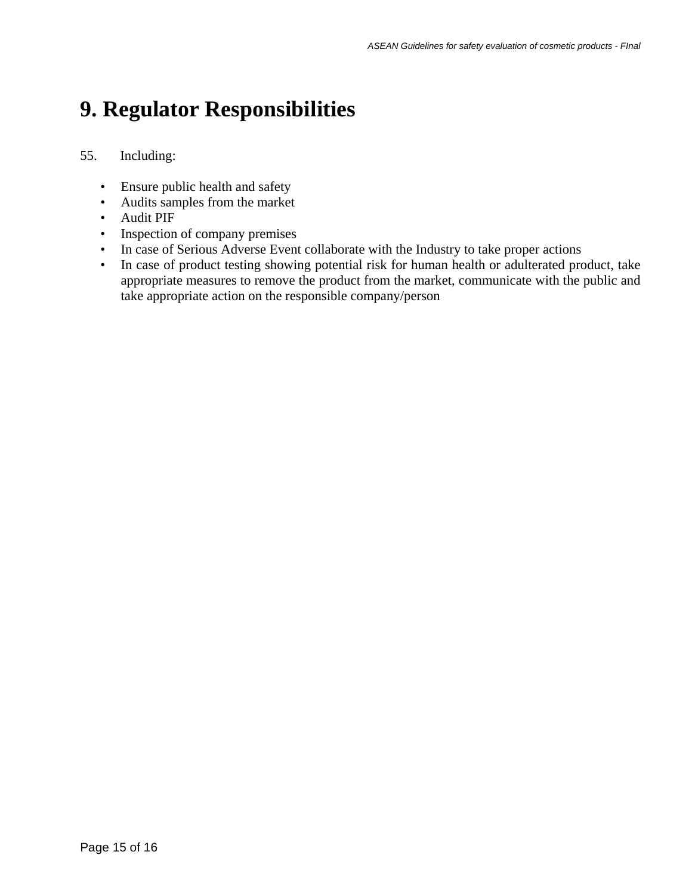# 9. Regulator Responsibilities

55. Including:

- Ensure public health and safety
- Audits samples from the market
- Audit PIF
- Inspection of company premises
- In case of Serious Adverse Event collaborate with the Industry to take proper actions
- In case of product testing showing potential risk for human health or adulterated product, take appropriate measures to remove the product from the market, communicate with the public and take appropriate action on the responsible company/person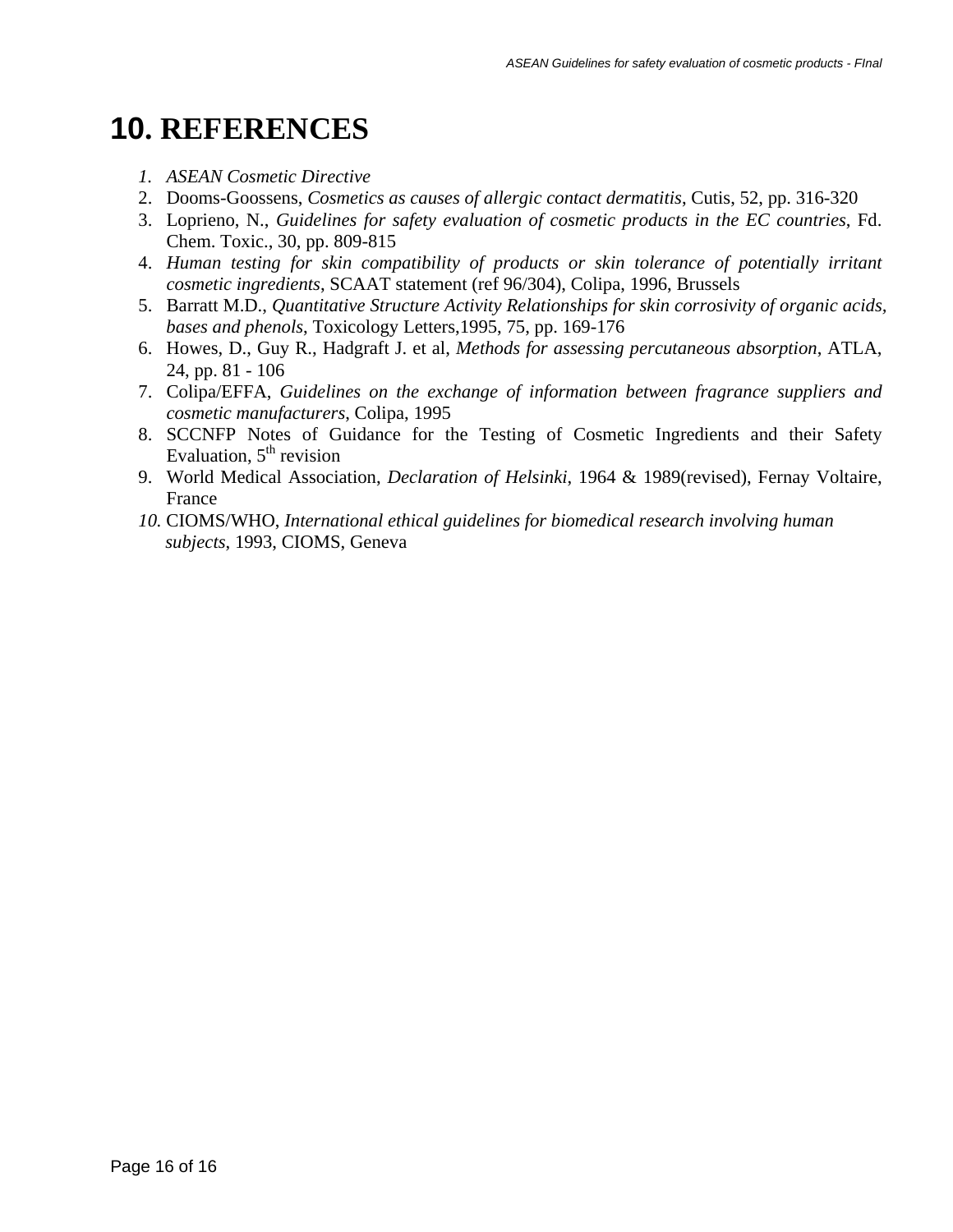# 10. REFERENCES

1. *ASEAN Cosmetic Directive*
2. Dooms-Goossens, *Cosmetics as causes of allergic contact dermatitis*, Cutis, 52, pp. 316-320
3. Loprieno, N., *Guidelines for safety evaluation of cosmetic products in the EC countries*, Fd. Chem. Toxic., 30, pp. 809-815
4. *Human testing for skin compatibility of products or skin tolerance of potentially irritant cosmetic ingredients*, SCAAT statement (ref 96/304), Colipa, 1996, Brussels
5. Barratt M.D., *Quantitative Structure Activity Relationships for skin corrosivity of organic acids, bases and phenols*, Toxicology Letters,1995, 75, pp. 169-176
6. Howes, D., Guy R., Hadgraft J. et al, *Methods for assessing percutaneous absorption*, ATLA, 24, pp. 81 - 106
7. Colipa/EFFA, *Guidelines on the exchange of information between fragrance suppliers and cosmetic manufacturers*, Colipa, 1995
8. SCCNFP Notes of Guidance for the Testing of Cosmetic Ingredients and their Safety Evaluation, 5th revision
9. World Medical Association, *Declaration of Helsinki*, 1964 & 1989(revised), Fernay Voltaire, France
10. CIOMS/WHO, *International ethical guidelines for biomedical research involving human subjects*, 1993, CIOMS, Geneva